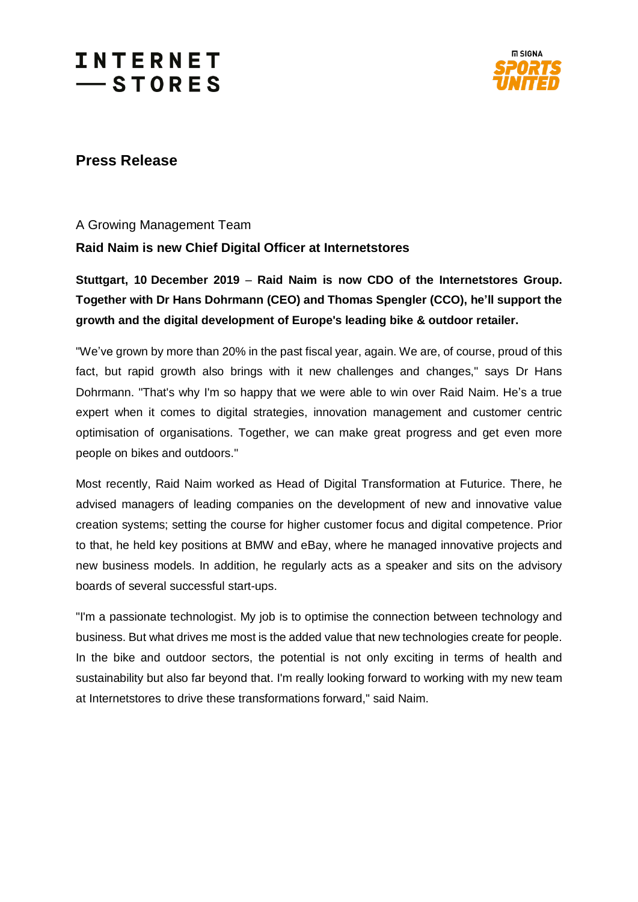INTERNET
— STORES

SIGNA SPORTS UNITED

# Press Release

A Growing Management Team

**Raid Naim is new Chief Digital Officer at Internetstores**

**Stuttgart, 10 December 2019 – Raid Naim is now CDO of the Internetstores Group. Together with Dr Hans Dohrmann (CEO) and Thomas Spengler (CCO), he'll support the growth and the digital development of Europe's leading bike & outdoor retailer.**

"We've grown by more than 20% in the past fiscal year, again. We are, of course, proud of this fact, but rapid growth also brings with it new challenges and changes," says Dr Hans Dohrmann. "That's why I'm so happy that we were able to win over Raid Naim. He's a true expert when it comes to digital strategies, innovation management and customer centric optimisation of organisations. Together, we can make great progress and get even more people on bikes and outdoors."

Most recently, Raid Naim worked as Head of Digital Transformation at Futurice. There, he advised managers of leading companies on the development of new and innovative value creation systems; setting the course for higher customer focus and digital competence. Prior to that, he held key positions at BMW and eBay, where he managed innovative projects and new business models. In addition, he regularly acts as a speaker and sits on the advisory boards of several successful start-ups.

"I'm a passionate technologist. My job is to optimise the connection between technology and business. But what drives me most is the added value that new technologies create for people. In the bike and outdoor sectors, the potential is not only exciting in terms of health and sustainability but also far beyond that. I'm really looking forward to working with my new team at Internetstores to drive these transformations forward," said Naim.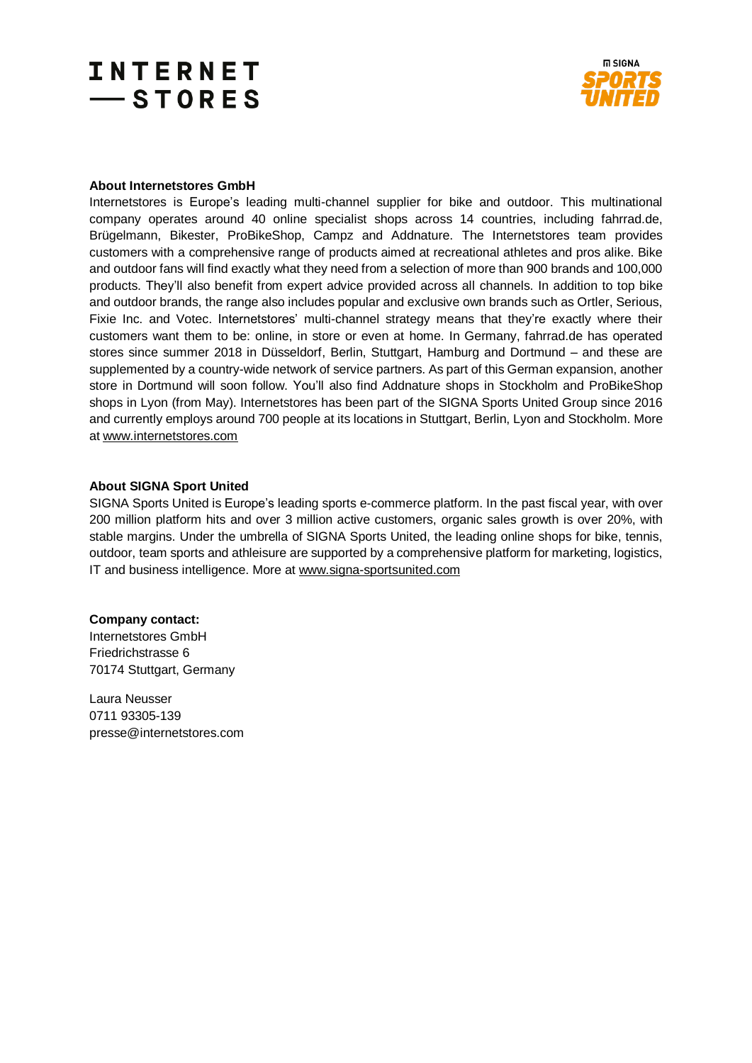**About Internetstores GmbH**

Internetstores is Europe's leading multi-channel supplier for bike and outdoor. This multinational company operates around 40 online specialist shops across 14 countries, including fahrrad.de, Brügelmann, Bikester, ProBikeShop, Campz and Addnature. The Internetstores team provides customers with a comprehensive range of products aimed at recreational athletes and pros alike. Bike and outdoor fans will find exactly what they need from a selection of more than 900 brands and 100,000 products. They'll also benefit from expert advice provided across all channels. In addition to top bike and outdoor brands, the range also includes popular and exclusive own brands such as Ortler, Serious, Fixie Inc. and Votec. Internetstores' multi-channel strategy means that they're exactly where their customers want them to be: online, in store or even at home. In Germany, fahrrad.de has operated stores since summer 2018 in Düsseldorf, Berlin, Stuttgart, Hamburg and Dortmund – and these are supplemented by a country-wide network of service partners. As part of this German expansion, another store in Dortmund will soon follow. You'll also find Addnature shops in Stockholm and ProBikeShop shops in Lyon (from May). Internetstores has been part of the SIGNA Sports United Group since 2016 and currently employs around 700 people at its locations in Stuttgart, Berlin, Lyon and Stockholm. More at www.internetstores.com

**About SIGNA Sport United**

SIGNA Sports United is Europe's leading sports e-commerce platform. In the past fiscal year, with over 200 million platform hits and over 3 million active customers, organic sales growth is over 20%, with stable margins. Under the umbrella of SIGNA Sports United, the leading online shops for bike, tennis, outdoor, team sports and athleisure are supported by a comprehensive platform for marketing, logistics, IT and business intelligence. More at www.signa-sportsunited.com

**Company contact:**

Internetstores GmbH
Friedrichstrasse 6
70174 Stuttgart, Germany

Laura Neusser
0711 93305-139
presse@internetstores.com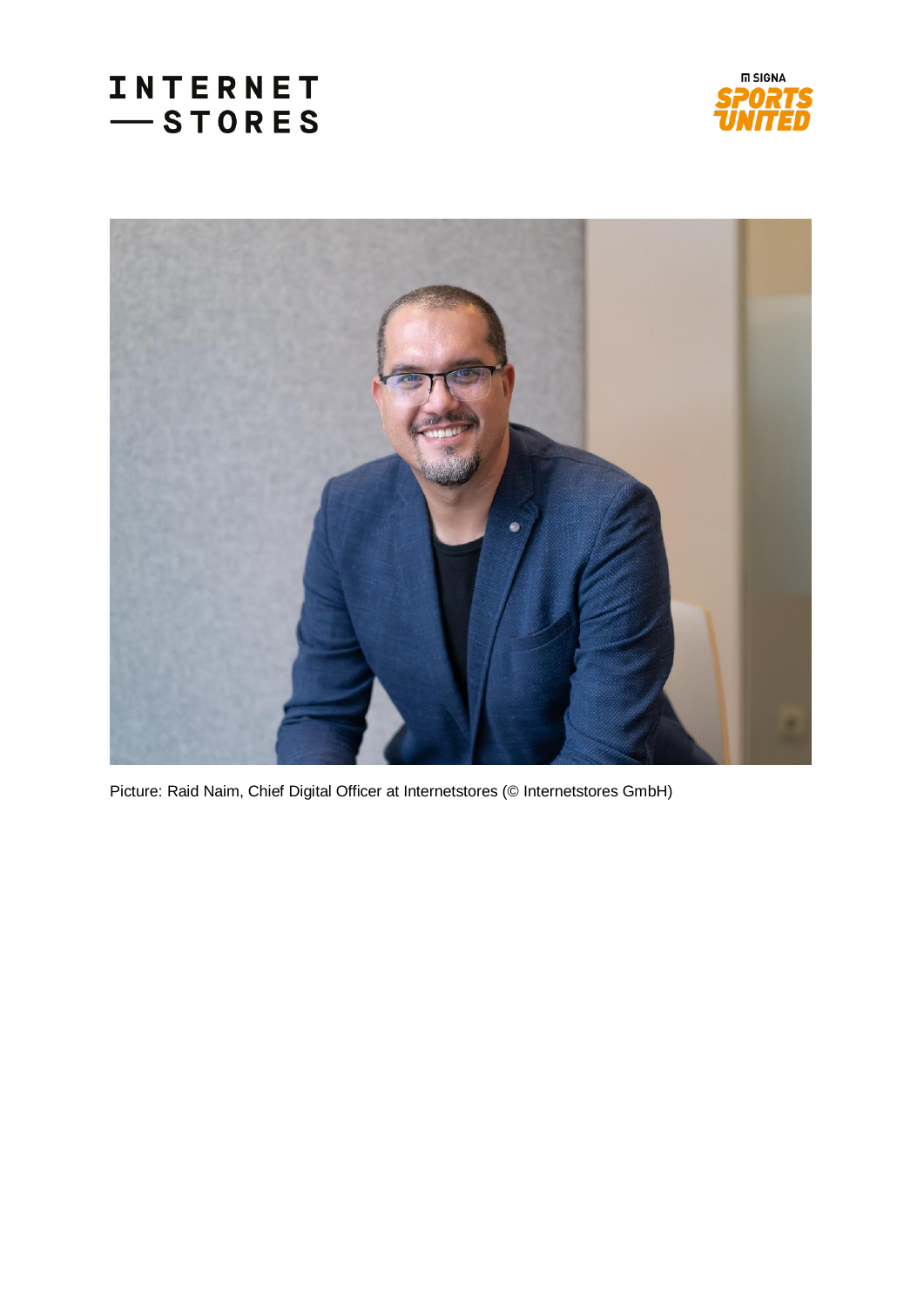Picture: Raid Naim, Chief Digital Officer at Internetstores (© Internetstores GmbH)